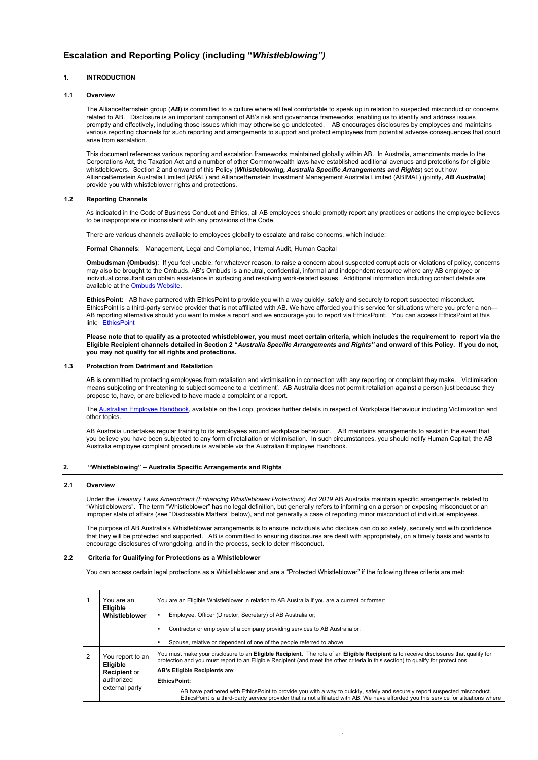# Escalation and Reporting Policy (including "*Whistleblowing")*

## 1. INTRODUCTION

### 1.1 Overview

The AllianceBernstein group (***AB***) is committed to a culture where all feel comfortable to speak up in relation to suspected misconduct or concerns related to AB. Disclosure is an important component of AB's risk and governance frameworks, enabling us to identify and address issues promptly and effectively, including those issues which may otherwise go undetected. AB encourages disclosures by employees and maintains various reporting channels for such reporting and arrangements to support and protect employees from potential adverse consequences that could arise from escalation.

This document references various reporting and escalation frameworks maintained globally within AB. In Australia, amendments made to the Corporations Act, the Taxation Act and a number of other Commonwealth laws have established additional avenues and protections for eligible whistleblowers. Section 2 and onward of this Policy (***Whistleblowing, Australia Specific Arrangements and Rights***) set out how AllianceBernstein Australia Limited (ABAL) and AllianceBernstein Investment Management Australia Limited (ABIMAL) (jointly, ***AB Australia***) provide you with whistleblower rights and protections.

### 1.2 Reporting Channels

As indicated in the Code of Business Conduct and Ethics, all AB employees should promptly report any practices or actions the employee believes to be inappropriate or inconsistent with any provisions of the Code.

There are various channels available to employees globally to escalate and raise concerns, which include:

**Formal Channels**: Management, Legal and Compliance, Internal Audit, Human Capital

**Ombudsman (Ombuds)**: If you feel unable, for whatever reason, to raise a concern about suspected corrupt acts or violations of policy, concerns may also be brought to the Ombuds. AB's Ombuds is a neutral, confidential, informal and independent resource where any AB employee or individual consultant can obtain assistance in surfacing and resolving work-related issues. Additional information including contact details are available at the Ombuds Website.

**EthicsPoint:** AB have partnered with EthicsPoint to provide you with a way quickly, safely and securely to report suspected misconduct. EthicsPoint is a third-party service provider that is not affiliated with AB. We have afforded you this service for situations where you prefer a non—AB reporting alternative should you want to make a report and we encourage you to report via EthicsPoint. You can access EthicsPoint at this link: EthicsPoint

**Please note that to qualify as a protected whistleblower, you must meet certain criteria, which includes the requirement to report via the Eligible Recipient channels detailed in Section 2 "*Australia Specific Arrangements and Rights"* and onward of this Policy. If you do not, you may not qualify for all rights and protections.**

### 1.3 Protection from Detriment and Retaliation

AB is committed to protecting employees from retaliation and victimisation in connection with any reporting or complaint they make. Victimisation means subjecting or threatening to subject someone to a 'detriment'. AB Australia does not permit retaliation against a person just because they propose to, have, or are believed to have made a complaint or a report.

The Australian Employee Handbook, available on the Loop, provides further details in respect of Workplace Behaviour including Victimization and other topics.

AB Australia undertakes regular training to its employees around workplace behaviour. AB maintains arrangements to assist in the event that you believe you have been subjected to any form of retaliation or victimisation. In such circumstances, you should notify Human Capital; the AB Australia employee complaint procedure is available via the Australian Employee Handbook.

## 2. "Whistleblowing" – Australia Specific Arrangements and Rights

### 2.1 Overview

Under the *Treasury Laws Amendment (Enhancing Whistleblower Protections) Act 2019* AB Australia maintain specific arrangements related to "Whistleblowers". The term "Whistleblower" has no legal definition, but generally refers to informing on a person or exposing misconduct or an improper state of affairs (see "Disclosable Matters" below), and not generally a case of reporting minor misconduct of individual employees.

The purpose of AB Australia's Whistleblower arrangements is to ensure individuals who disclose can do so safely, securely and with confidence that they will be protected and supported. AB is committed to ensuring disclosures are dealt with appropriately, on a timely basis and wants to encourage disclosures of wrongdoing, and in the process, seek to deter misconduct.

### 2.2 Criteria for Qualifying for Protections as a Whistleblower

You can access certain legal protections as a Whistleblower and are a "Protected Whistleblower" if the following three criteria are met:

| | | |
|---|---|---|
| 1 | You are an **Eligible Whistleblower** | You are an Eligible Whistleblower in relation to AB Australia if you are a current or former:<br>▪ Employee, Officer (Director, Secretary) of AB Australia or;<br>▪ Contractor or employee of a company providing services to AB Australia or;<br>▪ Spouse, relative or dependent of one of the people referred to above |
| 2 | You report to an **Eligible Recipient** or authorized external party | You must make your disclosure to an **Eligible Recipient.** The role of an **Eligible Recipient** is to receive disclosures that qualify for protection and you must report to an Eligible Recipient (and meet the other criteria in this section) to qualify for protections.<br>**AB's Eligible Recipients** are:<br>**EthicsPoint:**<br>AB have partnered with EthicsPoint to provide you with a way to quickly, safely and securely report suspected misconduct. EthicsPoint is a third-party service provider that is not affiliated with AB. We have afforded you this service for situations where |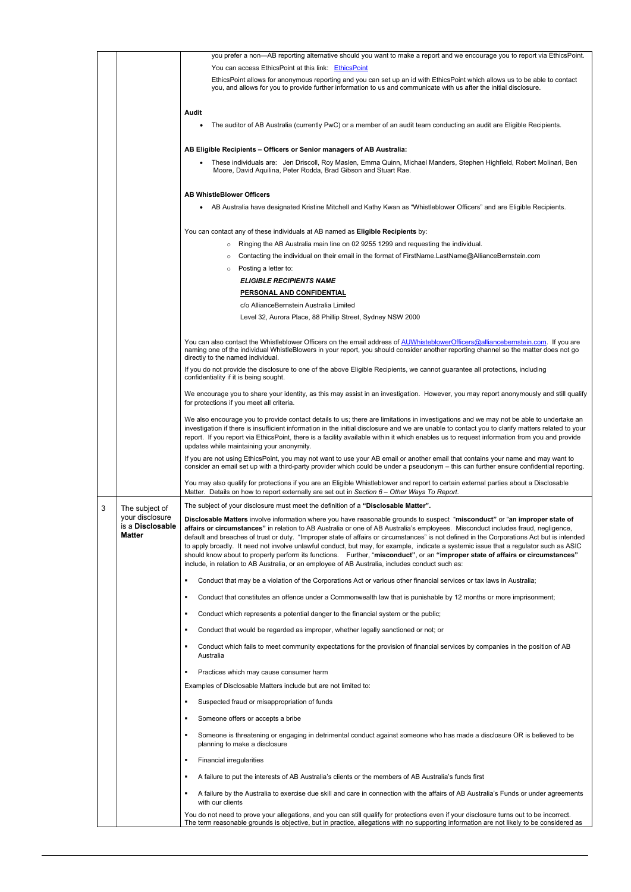| | | |
|---|---|---|
| | | you prefer a non—AB reporting alternative should you want to make a report and we encourage you to report via EthicsPoint.<br><br>You can access EthicsPoint at this link: [EthicsPoint]<br><br>EthicsPoint allows for anonymous reporting and you can set up an id with EthicsPoint which allows us to be able to contact you, and allows for you to provide further information to us and communicate with us after the initial disclosure.<br><br>**Audit**<br><br>• The auditor of AB Australia (currently PwC) or a member of an audit team conducting an audit are Eligible Recipients.<br><br>**AB Eligible Recipients – Officers or Senior managers of AB Australia:**<br><br>• These individuals are: Jen Driscoll, Roy Maslen, Emma Quinn, Michael Manders, Stephen Highfield, Robert Molinari, Ben Moore, David Aquilina, Peter Rodda, Brad Gibson and Stuart Rae.<br><br>**AB WhistleBlower Officers**<br><br>• AB Australia have designated Kristine Mitchell and Kathy Kwan as "Whistleblower Officers" and are Eligible Recipients.<br><br>You can contact any of these individuals at AB named as **Eligible Recipients** by:<br><br>○ Ringing the AB Australia main line on 02 9255 1299 and requesting the individual.<br>○ Contacting the individual on their email in the format of FirstName.LastName@AllianceBernstein.com<br>○ Posting a letter to:<br>***ELIGIBLE RECIPIENTS NAME***<br>**PERSONAL AND CONFIDENTIAL**<br>c/o AllianceBernstein Australia Limited<br>Level 32, Aurora Place, 88 Phillip Street, Sydney NSW 2000<br><br>You can also contact the Whistleblower Officers on the email address of AUWhisteblowerOfficers@alliancebernstein.com. If you are naming one of the individual WhistleBlowers in your report, you should consider another reporting channel so the matter does not go directly to the named individual.<br><br>If you do not provide the disclosure to one of the above Eligible Recipients, we cannot guarantee all protections, including confidentiality if it is being sought.<br><br>We encourage you to share your identity, as this may assist in an investigation. However, you may report anonymously and still qualify for protections if you meet all criteria.<br><br>We also encourage you to provide contact details to us; there are limitations in investigations and we may not be able to undertake an investigation if there is insufficient information in the initial disclosure and we are unable to contact you to clarify matters related to your report. If you report via EthicsPoint, there is a facility available within it which enables us to request information from you and provide updates while maintaining your anonymity.<br><br>If you are not using EthicsPoint, you may not want to use your AB email or another email that contains your name and may want to consider an email set up with a third-party provider which could be under a pseudonym – this can further ensure confidential reporting.<br><br>You may also qualify for protections if you are an Eligible Whistleblower and report to certain external parties about a Disclosable Matter. Details on how to report externally are set out in *Section 6 – Other Ways To Report*. |
| 3 | The subject of your disclosure is a **Disclosable Matter** | The subject of your disclosure must meet the definition of a **"Disclosable Matter".**<br><br>**Disclosable Matters** involve information where you have reasonable grounds to suspect "**misconduct**" or "**an improper state of affairs or circumstances**" in relation to AB Australia or one of AB Australia's employees. Misconduct includes fraud, negligence, default and breaches of trust or duty. "Improper state of affairs or circumstances" is not defined in the Corporations Act but is intended to apply broadly. It need not involve unlawful conduct, but may, for example, indicate a systemic issue that a regulator such as ASIC should know about to properly perform its functions. Further, "**misconduct**", or an **"improper state of affairs or circumstances"** include, in relation to AB Australia, or an employee of AB Australia, includes conduct such as:<br><br>▪ Conduct that may be a violation of the Corporations Act or various other financial services or tax laws in Australia;<br>▪ Conduct that constitutes an offence under a Commonwealth law that is punishable by 12 months or more imprisonment;<br>▪ Conduct which represents a potential danger to the financial system or the public;<br>▪ Conduct that would be regarded as improper, whether legally sanctioned or not; or<br>▪ Conduct which fails to meet community expectations for the provision of financial services by companies in the position of AB Australia<br>▪ Practices which may cause consumer harm<br><br>Examples of Disclosable Matters include but are not limited to:<br><br>▪ Suspected fraud or misappropriation of funds<br>▪ Someone offers or accepts a bribe<br>▪ Someone is threatening or engaging in detrimental conduct against someone who has made a disclosure OR is believed to be planning to make a disclosure<br>▪ Financial irregularities<br>▪ A failure to put the interests of AB Australia's clients or the members of AB Australia's funds first<br>▪ A failure by the Australia to exercise due skill and care in connection with the affairs of AB Australia's Funds or under agreements with our clients<br><br>You do not need to prove your allegations, and you can still qualify for protections even if your disclosure turns out to be incorrect. The term reasonable grounds is objective, but in practice, allegations with no supporting information are not likely to be considered as |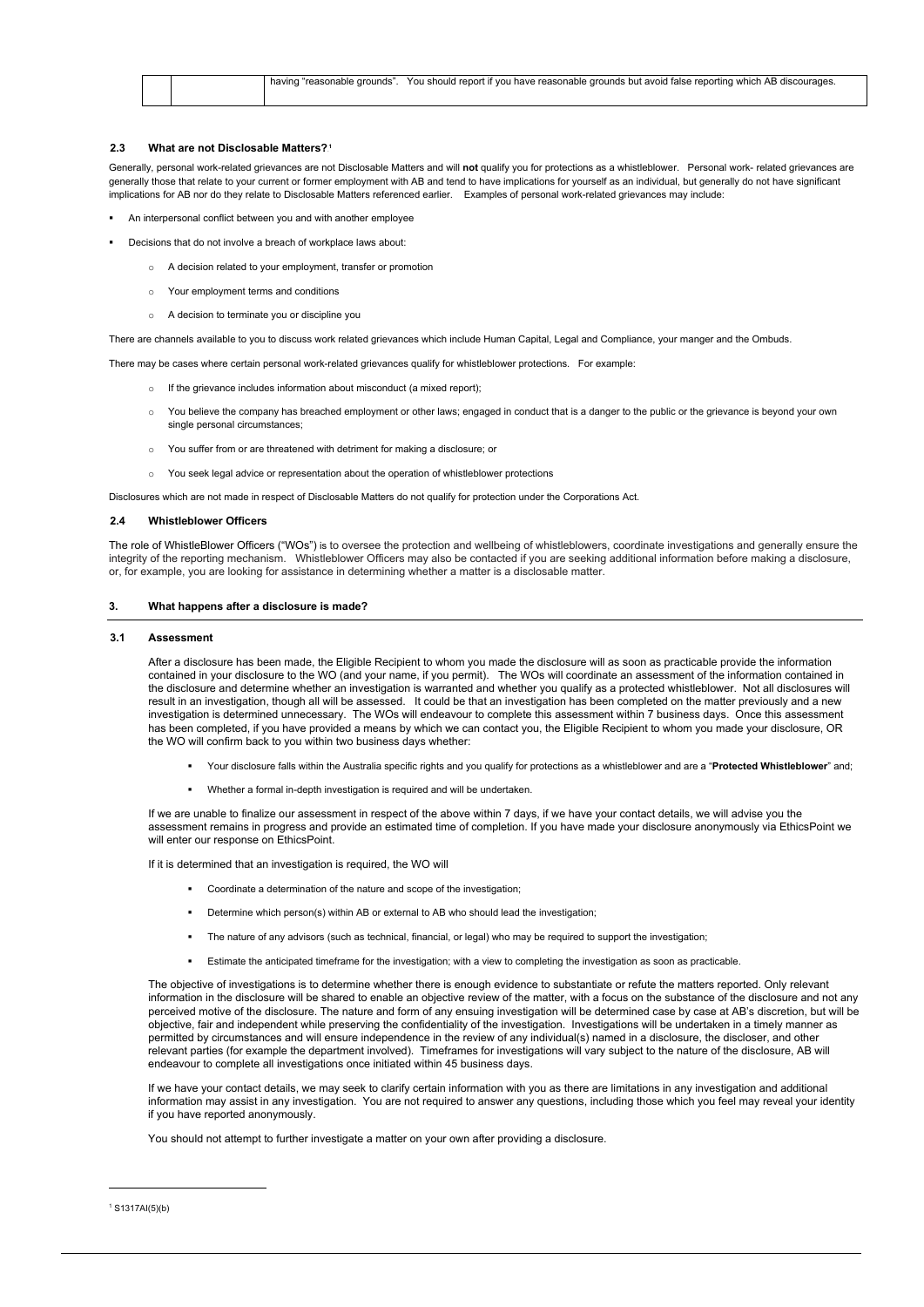| | | having "reasonable grounds". You should report if you have reasonable grounds but avoid false reporting which AB discourages. |
|---|---|---|

### 2.3 What are not Disclosable Matters?[1]

Generally, personal work-related grievances are not Disclosable Matters and will **not** qualify you for protections as a whistleblower. Personal work- related grievances are generally those that relate to your current or former employment with AB and tend to have implications for yourself as an individual, but generally do not have significant implications for AB nor do they relate to Disclosable Matters referenced earlier. Examples of personal work-related grievances may include:

- An interpersonal conflict between you and with another employee
- Decisions that do not involve a breach of workplace laws about:
  - A decision related to your employment, transfer or promotion
  - Your employment terms and conditions
  - A decision to terminate you or discipline you

There are channels available to you to discuss work related grievances which include Human Capital, Legal and Compliance, your manger and the Ombuds.

There may be cases where certain personal work-related grievances qualify for whistleblower protections. For example:

- If the grievance includes information about misconduct (a mixed report);
- You believe the company has breached employment or other laws; engaged in conduct that is a danger to the public or the grievance is beyond your own single personal circumstances;
- You suffer from or are threatened with detriment for making a disclosure; or
- You seek legal advice or representation about the operation of whistleblower protections

Disclosures which are not made in respect of Disclosable Matters do not qualify for protection under the Corporations Act.

### 2.4 Whistleblower Officers

The role of WhistleBlower Officers ("WOs") is to oversee the protection and wellbeing of whistleblowers, coordinate investigations and generally ensure the integrity of the reporting mechanism. Whistleblower Officers may also be contacted if you are seeking additional information before making a disclosure, or, for example, you are looking for assistance in determining whether a matter is a disclosable matter.

## 3. What happens after a disclosure is made?

### 3.1 Assessment

After a disclosure has been made, the Eligible Recipient to whom you made the disclosure will as soon as practicable provide the information contained in your disclosure to the WO (and your name, if you permit). The WOs will coordinate an assessment of the information contained in the disclosure and determine whether an investigation is warranted and whether you qualify as a protected whistleblower. Not all disclosures will result in an investigation, though all will be assessed. It could be that an investigation has been completed on the matter previously and a new investigation is determined unnecessary. The WOs will endeavour to complete this assessment within 7 business days. Once this assessment has been completed, if you have provided a means by which we can contact you, the Eligible Recipient to whom you made your disclosure, OR the WO will confirm back to you within two business days whether:

- Your disclosure falls within the Australia specific rights and you qualify for protections as a whistleblower and are a "**Protected Whistleblower**" and;
- Whether a formal in-depth investigation is required and will be undertaken.

If we are unable to finalize our assessment in respect of the above within 7 days, if we have your contact details, we will advise you the assessment remains in progress and provide an estimated time of completion. If you have made your disclosure anonymously via EthicsPoint we will enter our response on EthicsPoint.

If it is determined that an investigation is required, the WO will

- Coordinate a determination of the nature and scope of the investigation;
- Determine which person(s) within AB or external to AB who should lead the investigation;
- The nature of any advisors (such as technical, financial, or legal) who may be required to support the investigation;
- Estimate the anticipated timeframe for the investigation; with a view to completing the investigation as soon as practicable.

The objective of investigations is to determine whether there is enough evidence to substantiate or refute the matters reported. Only relevant information in the disclosure will be shared to enable an objective review of the matter, with a focus on the substance of the disclosure and not any perceived motive of the disclosure. The nature and form of any ensuing investigation will be determined case by case at AB's discretion, but will be objective, fair and independent while preserving the confidentiality of the investigation. Investigations will be undertaken in a timely manner as permitted by circumstances and will ensure independence in the review of any individual(s) named in a disclosure, the discloser, and other relevant parties (for example the department involved). Timeframes for investigations will vary subject to the nature of the disclosure, AB will endeavour to complete all investigations once initiated within 45 business days.

If we have your contact details, we may seek to clarify certain information with you as there are limitations in any investigation and additional information may assist in any investigation. You are not required to answer any questions, including those which you feel may reveal your identity if you have reported anonymously.

You should not attempt to further investigate a matter on your own after providing a disclosure.

---

[1] S1317AI(5)(b)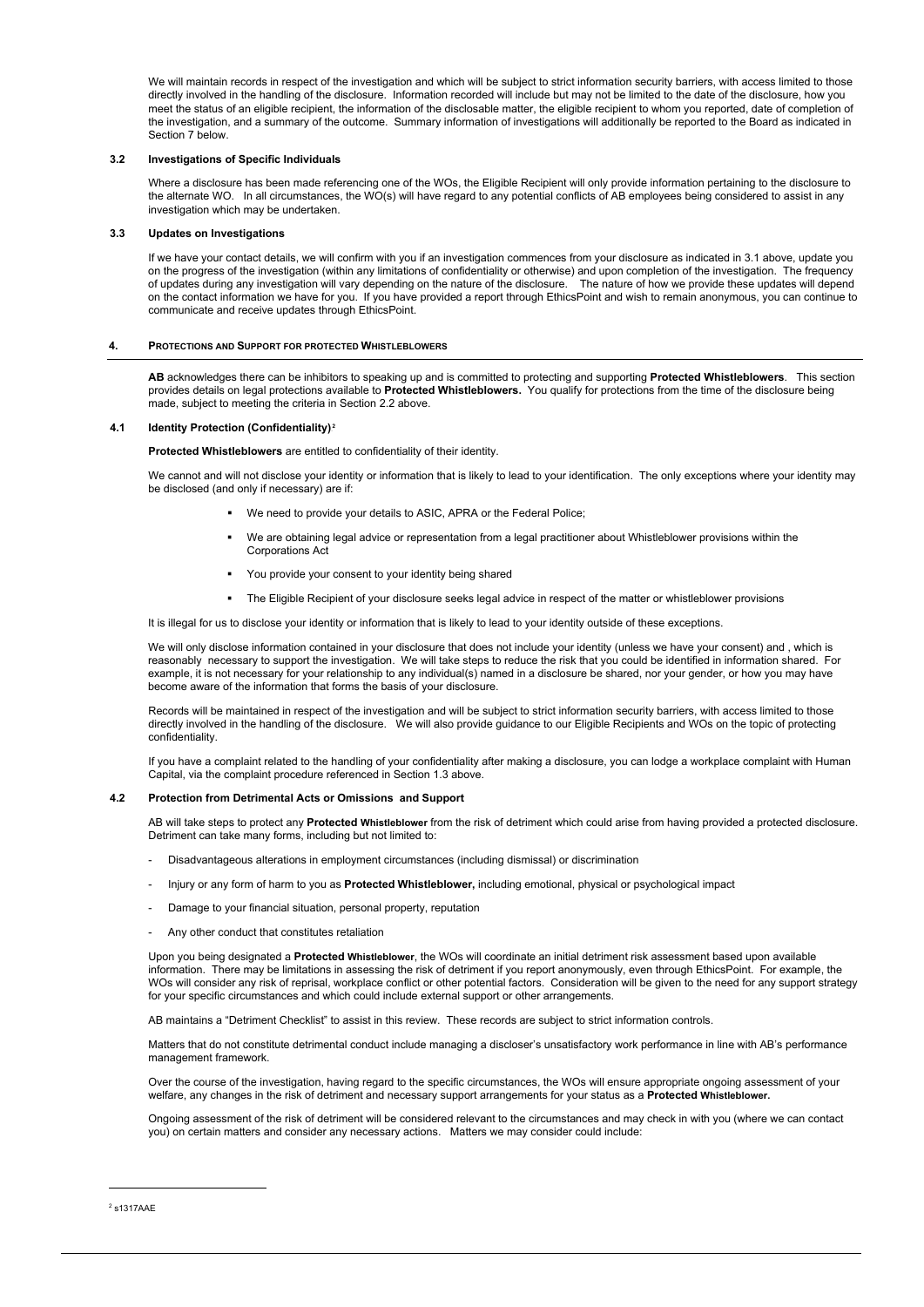We will maintain records in respect of the investigation and which will be subject to strict information security barriers, with access limited to those directly involved in the handling of the disclosure. Information recorded will include but may not be limited to the date of the disclosure, how you meet the status of an eligible recipient, the information of the disclosable matter, the eligible recipient to whom you reported, date of completion of the investigation, and a summary of the outcome. Summary information of investigations will additionally be reported to the Board as indicated in Section 7 below.

### 3.2 Investigations of Specific Individuals

Where a disclosure has been made referencing one of the WOs, the Eligible Recipient will only provide information pertaining to the disclosure to the alternate WO. In all circumstances, the WO(s) will have regard to any potential conflicts of AB employees being considered to assist in any investigation which may be undertaken.

### 3.3 Updates on Investigations

If we have your contact details, we will confirm with you if an investigation commences from your disclosure as indicated in 3.1 above, update you on the progress of the investigation (within any limitations of confidentiality or otherwise) and upon completion of the investigation. The frequency of updates during any investigation will vary depending on the nature of the disclosure. The nature of how we provide these updates will depend on the contact information we have for you. If you have provided a report through EthicsPoint and wish to remain anonymous, you can continue to communicate and receive updates through EthicsPoint.

## 4. PROTECTIONS AND SUPPORT FOR PROTECTED WHISTLEBLOWERS

**AB** acknowledges there can be inhibitors to speaking up and is committed to protecting and supporting **Protected Whistleblowers**. This section provides details on legal protections available to **Protected Whistleblowers.** You qualify for protections from the time of the disclosure being made, subject to meeting the criteria in Section 2.2 above.

### 4.1 Identity Protection (Confidentiality)[2]

**Protected Whistleblowers** are entitled to confidentiality of their identity.

We cannot and will not disclose your identity or information that is likely to lead to your identification. The only exceptions where your identity may be disclosed (and only if necessary) are if:

- We need to provide your details to ASIC, APRA or the Federal Police;
- We are obtaining legal advice or representation from a legal practitioner about Whistleblower provisions within the Corporations Act
- You provide your consent to your identity being shared
- The Eligible Recipient of your disclosure seeks legal advice in respect of the matter or whistleblower provisions

It is illegal for us to disclose your identity or information that is likely to lead to your identity outside of these exceptions.

We will only disclose information contained in your disclosure that does not include your identity (unless we have your consent) and , which is reasonably necessary to support the investigation. We will take steps to reduce the risk that you could be identified in information shared. For example, it is not necessary for your relationship to any individual(s) named in a disclosure be shared, nor your gender, or how you may have become aware of the information that forms the basis of your disclosure.

Records will be maintained in respect of the investigation and will be subject to strict information security barriers, with access limited to those directly involved in the handling of the disclosure. We will also provide guidance to our Eligible Recipients and WOs on the topic of protecting confidentiality.

If you have a complaint related to the handling of your confidentiality after making a disclosure, you can lodge a workplace complaint with Human Capital, via the complaint procedure referenced in Section 1.3 above.

### 4.2 Protection from Detrimental Acts or Omissions and Support

AB will take steps to protect any **Protected Whistleblower** from the risk of detriment which could arise from having provided a protected disclosure. Detriment can take many forms, including but not limited to:

- Disadvantageous alterations in employment circumstances (including dismissal) or discrimination
- Injury or any form of harm to you as **Protected Whistleblower,** including emotional, physical or psychological impact
- Damage to your financial situation, personal property, reputation
- Any other conduct that constitutes retaliation

Upon you being designated a **Protected Whistleblower**, the WOs will coordinate an initial detriment risk assessment based upon available information. There may be limitations in assessing the risk of detriment if you report anonymously, even through EthicsPoint. For example, the WOs will consider any risk of reprisal, workplace conflict or other potential factors. Consideration will be given to the need for any support strategy for your specific circumstances and which could include external support or other arrangements.

AB maintains a "Detriment Checklist" to assist in this review. These records are subject to strict information controls.

Matters that do not constitute detrimental conduct include managing a discloser's unsatisfactory work performance in line with AB's performance management framework.

Over the course of the investigation, having regard to the specific circumstances, the WOs will ensure appropriate ongoing assessment of your welfare, any changes in the risk of detriment and necessary support arrangements for your status as a **Protected Whistleblower.**

Ongoing assessment of the risk of detriment will be considered relevant to the circumstances and may check in with you (where we can contact you) on certain matters and consider any necessary actions. Matters we may consider could include:

---

[2] s1317AAE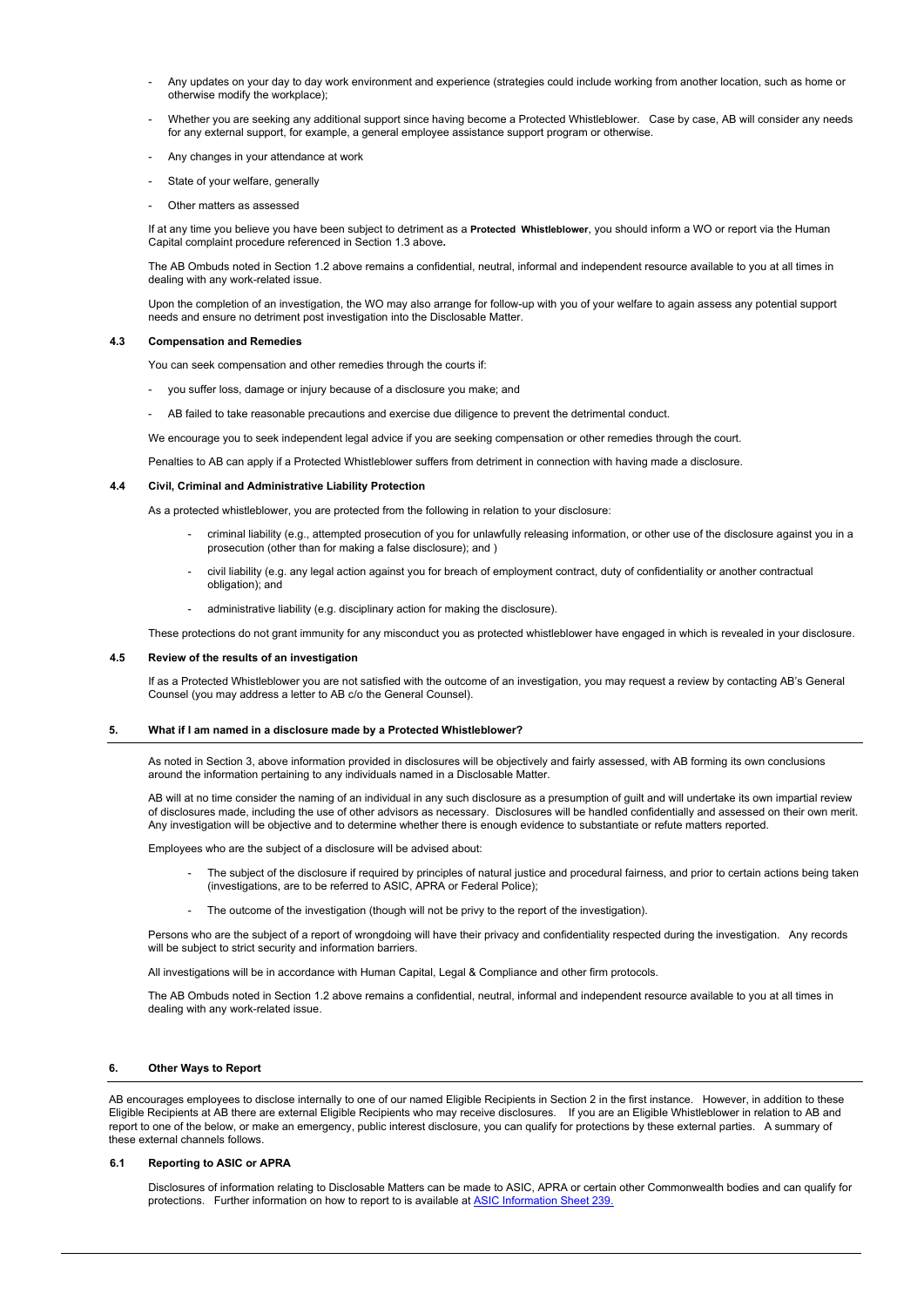- Any updates on your day to day work environment and experience (strategies could include working from another location, such as home or otherwise modify the workplace);
- Whether you are seeking any additional support since having become a Protected Whistleblower. Case by case, AB will consider any needs for any external support, for example, a general employee assistance support program or otherwise.
- Any changes in your attendance at work
- State of your welfare, generally
- Other matters as assessed

If at any time you believe you have been subject to detriment as a **Protected Whistleblower**, you should inform a WO or report via the Human Capital complaint procedure referenced in Section 1.3 above**.**

The AB Ombuds noted in Section 1.2 above remains a confidential, neutral, informal and independent resource available to you at all times in dealing with any work-related issue.

Upon the completion of an investigation, the WO may also arrange for follow-up with you of your welfare to again assess any potential support needs and ensure no detriment post investigation into the Disclosable Matter.

### 4.3 Compensation and Remedies

You can seek compensation and other remedies through the courts if:

- you suffer loss, damage or injury because of a disclosure you make; and
- AB failed to take reasonable precautions and exercise due diligence to prevent the detrimental conduct.

We encourage you to seek independent legal advice if you are seeking compensation or other remedies through the court.

Penalties to AB can apply if a Protected Whistleblower suffers from detriment in connection with having made a disclosure.

### 4.4 Civil, Criminal and Administrative Liability Protection

As a protected whistleblower, you are protected from the following in relation to your disclosure:

- criminal liability (e.g., attempted prosecution of you for unlawfully releasing information, or other use of the disclosure against you in a prosecution (other than for making a false disclosure); and )
- civil liability (e.g. any legal action against you for breach of employment contract, duty of confidentiality or another contractual obligation); and
- administrative liability (e.g. disciplinary action for making the disclosure).

These protections do not grant immunity for any misconduct you as protected whistleblower have engaged in which is revealed in your disclosure.

### 4.5 Review of the results of an investigation

If as a Protected Whistleblower you are not satisfied with the outcome of an investigation, you may request a review by contacting AB's General Counsel (you may address a letter to AB c/o the General Counsel).

## 5. What if I am named in a disclosure made by a Protected Whistleblower?

As noted in Section 3, above information provided in disclosures will be objectively and fairly assessed, with AB forming its own conclusions around the information pertaining to any individuals named in a Disclosable Matter.

AB will at no time consider the naming of an individual in any such disclosure as a presumption of guilt and will undertake its own impartial review of disclosures made, including the use of other advisors as necessary. Disclosures will be handled confidentially and assessed on their own merit. Any investigation will be objective and to determine whether there is enough evidence to substantiate or refute matters reported.

Employees who are the subject of a disclosure will be advised about:

- The subject of the disclosure if required by principles of natural justice and procedural fairness, and prior to certain actions being taken (investigations, are to be referred to ASIC, APRA or Federal Police);
- The outcome of the investigation (though will not be privy to the report of the investigation).

Persons who are the subject of a report of wrongdoing will have their privacy and confidentiality respected during the investigation. Any records will be subject to strict security and information barriers.

All investigations will be in accordance with Human Capital, Legal & Compliance and other firm protocols.

The AB Ombuds noted in Section 1.2 above remains a confidential, neutral, informal and independent resource available to you at all times in dealing with any work-related issue.

## 6. Other Ways to Report

AB encourages employees to disclose internally to one of our named Eligible Recipients in Section 2 in the first instance. However, in addition to these Eligible Recipients at AB there are external Eligible Recipients who may receive disclosures. If you are an Eligible Whistleblower in relation to AB and report to one of the below, or make an emergency, public interest disclosure, you can qualify for protections by these external parties. A summary of these external channels follows.

### 6.1 Reporting to ASIC or APRA

Disclosures of information relating to Disclosable Matters can be made to ASIC, APRA or certain other Commonwealth bodies and can qualify for protections. Further information on how to report to is available at [ASIC Information Sheet 239.](ASIC Information Sheet 239.)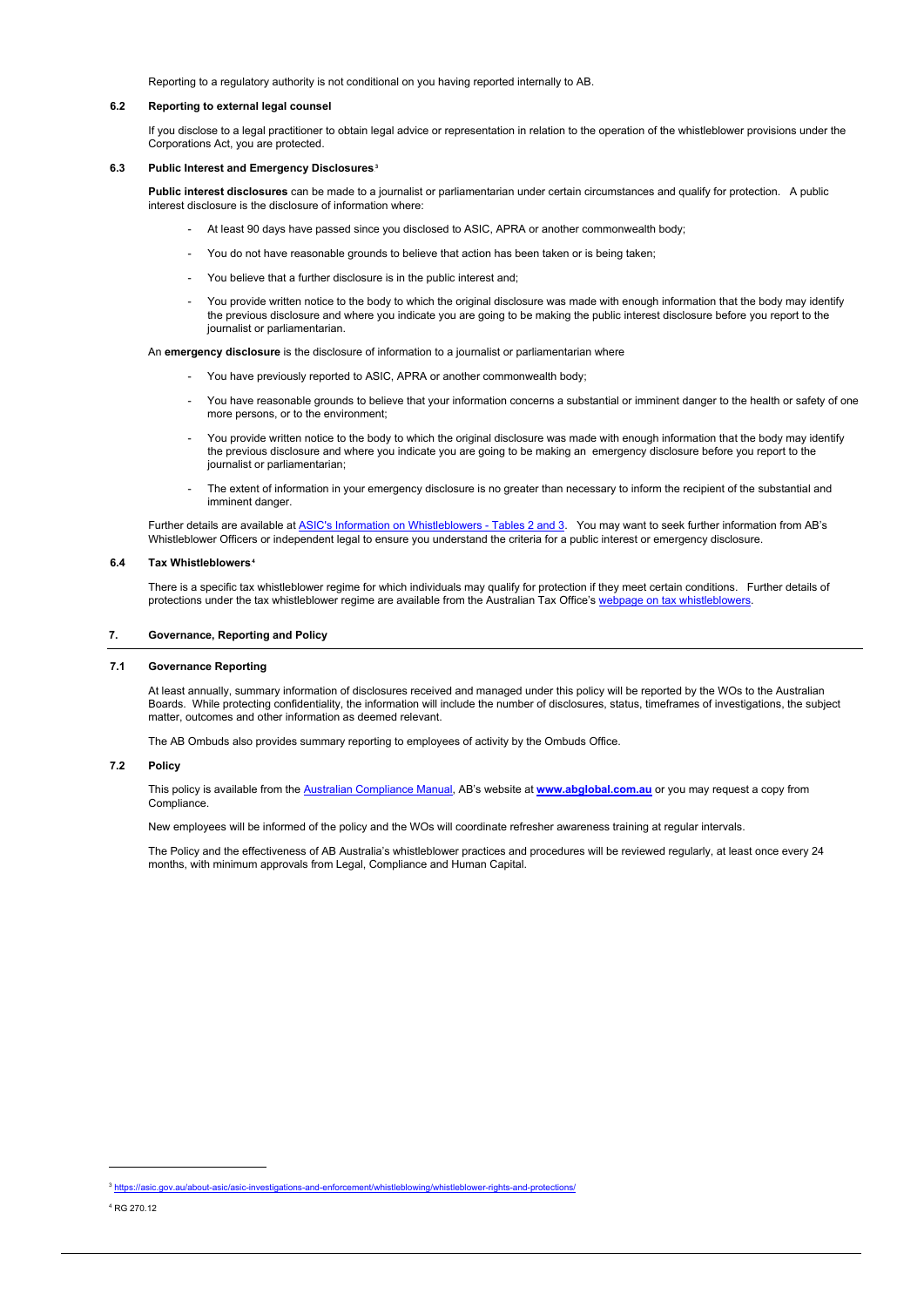Reporting to a regulatory authority is not conditional on you having reported internally to AB.

### 6.2 Reporting to external legal counsel

If you disclose to a legal practitioner to obtain legal advice or representation in relation to the operation of the whistleblower provisions under the Corporations Act, you are protected.

### 6.3 Public Interest and Emergency Disclosures[3]

**Public interest disclosures** can be made to a journalist or parliamentarian under certain circumstances and qualify for protection. A public interest disclosure is the disclosure of information where:

- At least 90 days have passed since you disclosed to ASIC, APRA or another commonwealth body;
- You do not have reasonable grounds to believe that action has been taken or is being taken;
- You believe that a further disclosure is in the public interest and;
- You provide written notice to the body to which the original disclosure was made with enough information that the body may identify the previous disclosure and where you indicate you are going to be making the public interest disclosure before you report to the journalist or parliamentarian.

An **emergency disclosure** is the disclosure of information to a journalist or parliamentarian where

- You have previously reported to ASIC, APRA or another commonwealth body;
- You have reasonable grounds to believe that your information concerns a substantial or imminent danger to the health or safety of one more persons, or to the environment;
- You provide written notice to the body to which the original disclosure was made with enough information that the body may identify the previous disclosure and where you indicate you are going to be making an emergency disclosure before you report to the journalist or parliamentarian;
- The extent of information in your emergency disclosure is no greater than necessary to inform the recipient of the substantial and imminent danger.

Further details are available at ASIC's Information on Whistleblowers - Tables 2 and 3. You may want to seek further information from AB's Whistleblower Officers or independent legal to ensure you understand the criteria for a public interest or emergency disclosure.

### 6.4 Tax Whistleblowers[4]

There is a specific tax whistleblower regime for which individuals may qualify for protection if they meet certain conditions. Further details of protections under the tax whistleblower regime are available from the Australian Tax Office's webpage on tax whistleblowers.

## 7. Governance, Reporting and Policy

### 7.1 Governance Reporting

At least annually, summary information of disclosures received and managed under this policy will be reported by the WOs to the Australian Boards. While protecting confidentiality, the information will include the number of disclosures, status, timeframes of investigations, the subject matter, outcomes and other information as deemed relevant.

The AB Ombuds also provides summary reporting to employees of activity by the Ombuds Office.

### 7.2 Policy

This policy is available from the Australian Compliance Manual, AB's website at **www.abglobal.com.au** or you may request a copy from Compliance.

New employees will be informed of the policy and the WOs will coordinate refresher awareness training at regular intervals.

The Policy and the effectiveness of AB Australia's whistleblower practices and procedures will be reviewed regularly, at least once every 24 months, with minimum approvals from Legal, Compliance and Human Capital.

---

[3] https://asic.gov.au/about-asic/asic-investigations-and-enforcement/whistleblowing/whistleblower-rights-and-protections/

[4] RG 270.12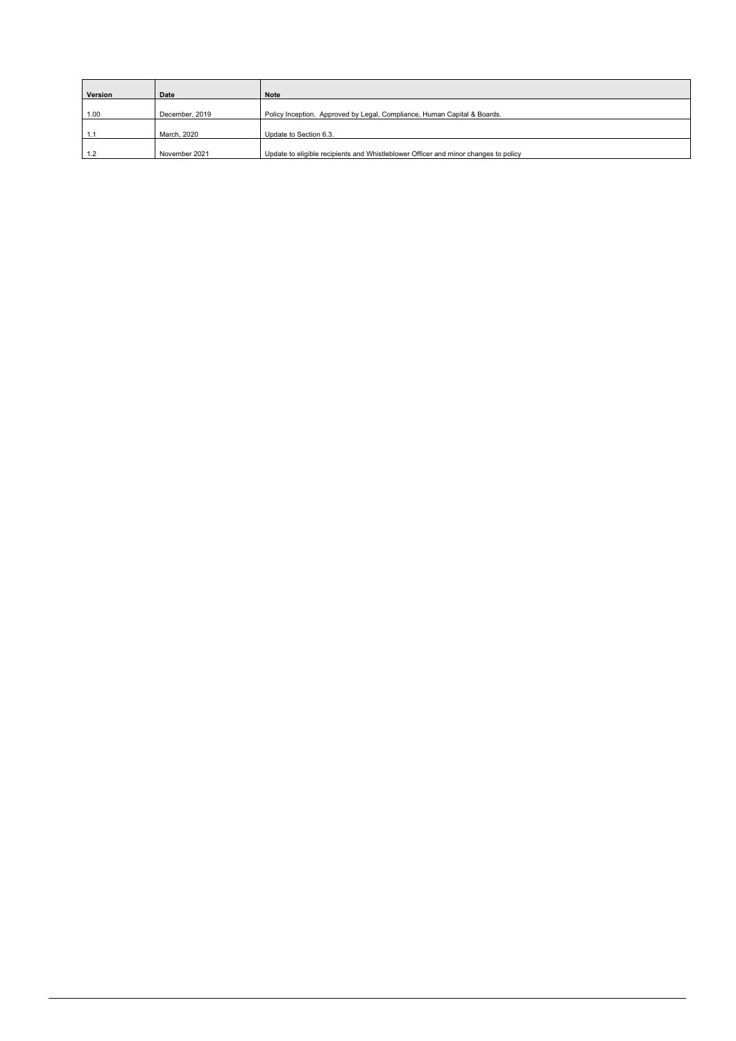| Version | Date | Note |
|---|---|---|
| 1.00 | December, 2019 | Policy Inception. Approved by Legal, Compliance, Human Capital & Boards. |
| 1.1 | March, 2020 | Update to Section 6.3. |
| 1.2 | November 2021 | Update to eligible recipients and Whistleblower Officer and minor changes to policy |